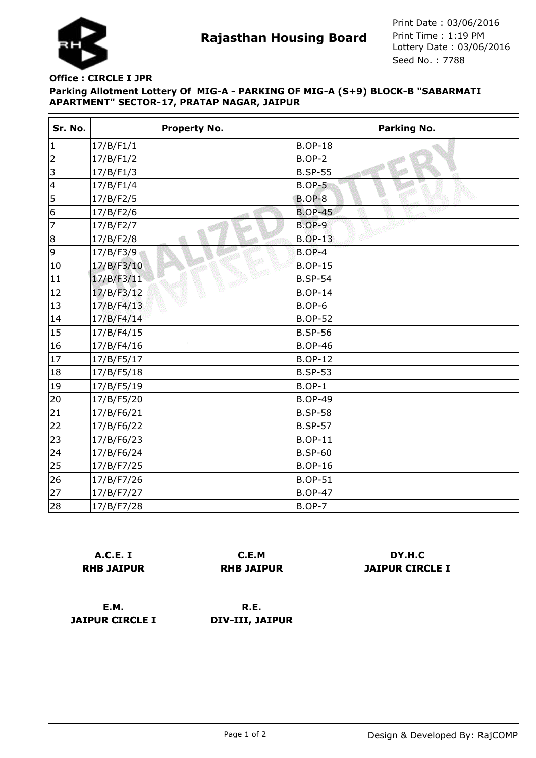# Rajasthan Housing Board

Print Date : 03/06/2016
Print Time : 1:19 PM
Lottery Date : 03/06/2016
Seed No. : 7788

**Office : CIRCLE I JPR**

**Parking Allotment Lottery Of MIG-A - PARKING OF MIG-A (S+9) BLOCK-B "SABARMATI APARTMENT" SECTOR-17, PRATAP NAGAR, JAIPUR**

| Sr. No. | Property No. | Parking No. |
|---|---|---|
| 1 | 17/B/F1/1 | B.OP-18 |
| 2 | 17/B/F1/2 | B.OP-2 |
| 3 | 17/B/F1/3 | B.SP-55 |
| 4 | 17/B/F1/4 | B.OP-5 |
| 5 | 17/B/F2/5 | B.OP-8 |
| 6 | 17/B/F2/6 | B.OP-45 |
| 7 | 17/B/F2/7 | B.OP-9 |
| 8 | 17/B/F2/8 | B.OP-13 |
| 9 | 17/B/F3/9 | B.OP-4 |
| 10 | 17/B/F3/10 | B.OP-15 |
| 11 | 17/B/F3/11 | B.SP-54 |
| 12 | 17/B/F3/12 | B.OP-14 |
| 13 | 17/B/F4/13 | B.OP-6 |
| 14 | 17/B/F4/14 | B.OP-52 |
| 15 | 17/B/F4/15 | B.SP-56 |
| 16 | 17/B/F4/16 | B.OP-46 |
| 17 | 17/B/F5/17 | B.OP-12 |
| 18 | 17/B/F5/18 | B.SP-53 |
| 19 | 17/B/F5/19 | B.OP-1 |
| 20 | 17/B/F5/20 | B.OP-49 |
| 21 | 17/B/F6/21 | B.SP-58 |
| 22 | 17/B/F6/22 | B.SP-57 |
| 23 | 17/B/F6/23 | B.OP-11 |
| 24 | 17/B/F6/24 | B.SP-60 |
| 25 | 17/B/F7/25 | B.OP-16 |
| 26 | 17/B/F7/26 | B.OP-51 |
| 27 | 17/B/F7/27 | B.OP-47 |
| 28 | 17/B/F7/28 | B.OP-7 |

**A.C.E. I**
**RHB JAIPUR**

**C.E.M**
**RHB JAIPUR**

**DY.H.C**
**JAIPUR CIRCLE I**

**E.M.**
**JAIPUR CIRCLE I**

**R.E.**
**DIV-III, JAIPUR**

Design & Developed By: RajCOMP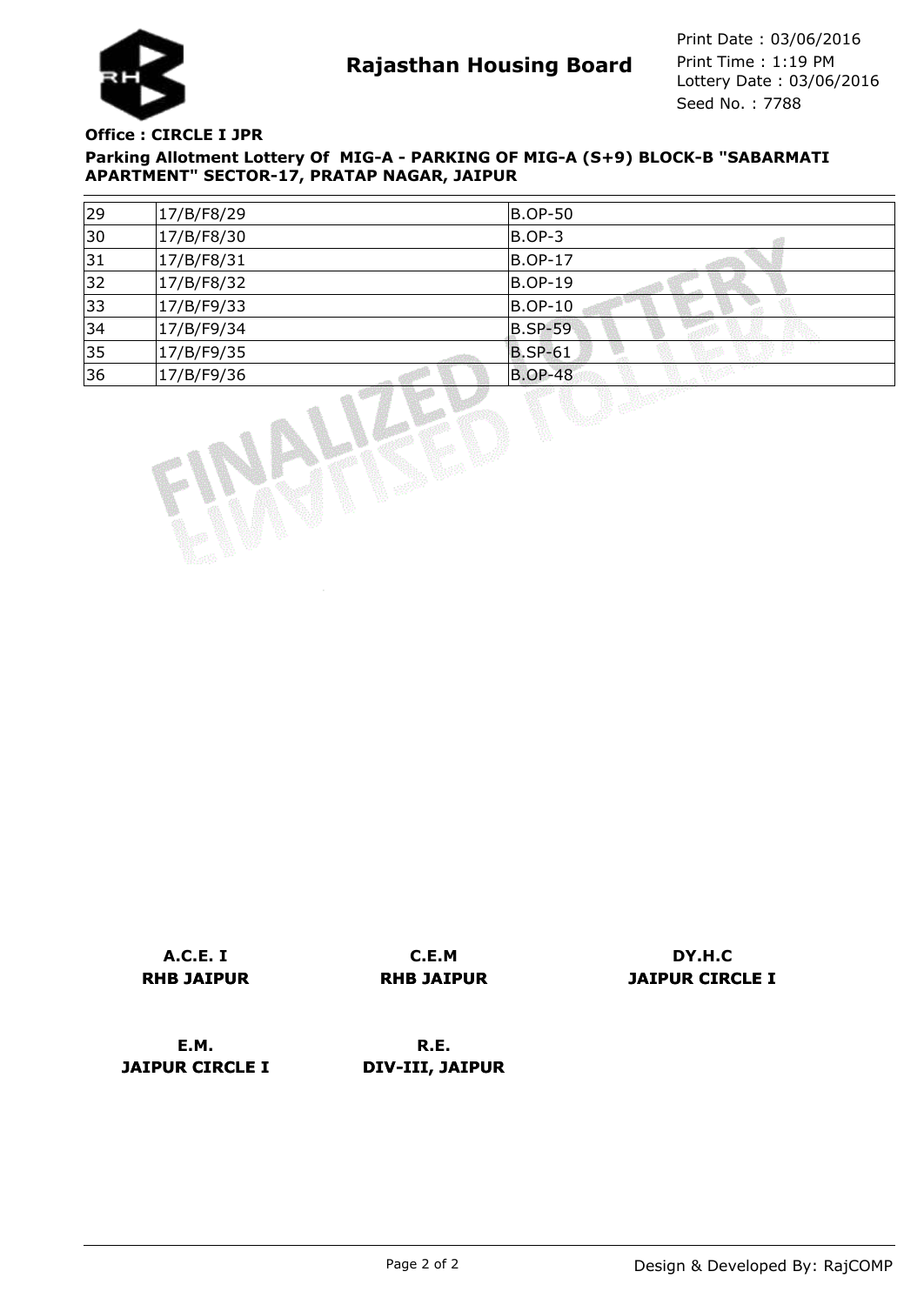# Rajasthan Housing Board

Print Date : 03/06/2016
Print Time : 1:19 PM
Lottery Date : 03/06/2016
Seed No. : 7788

**Office : CIRCLE I JPR**

**Parking Allotment Lottery Of MIG-A - PARKING OF MIG-A (S+9) BLOCK-B "SABARMATI APARTMENT" SECTOR-17, PRATAP NAGAR, JAIPUR**

| | | |
|---|---|---|
| 29 | 17/B/F8/29 | B.OP-50 |
| 30 | 17/B/F8/30 | B.OP-3 |
| 31 | 17/B/F8/31 | B.OP-17 |
| 32 | 17/B/F8/32 | B.OP-19 |
| 33 | 17/B/F9/33 | B.OP-10 |
| 34 | 17/B/F9/34 | B.SP-59 |
| 35 | 17/B/F9/35 | B.SP-61 |
| 36 | 17/B/F9/36 | B.OP-48 |

**A.C.E. I**
**RHB JAIPUR**

**C.E.M**
**RHB JAIPUR**

**DY.H.C**
**JAIPUR CIRCLE I**

**E.M.**
**JAIPUR CIRCLE I**

**R.E.**
**DIV-III, JAIPUR**

Design & Developed By: RajCOMP